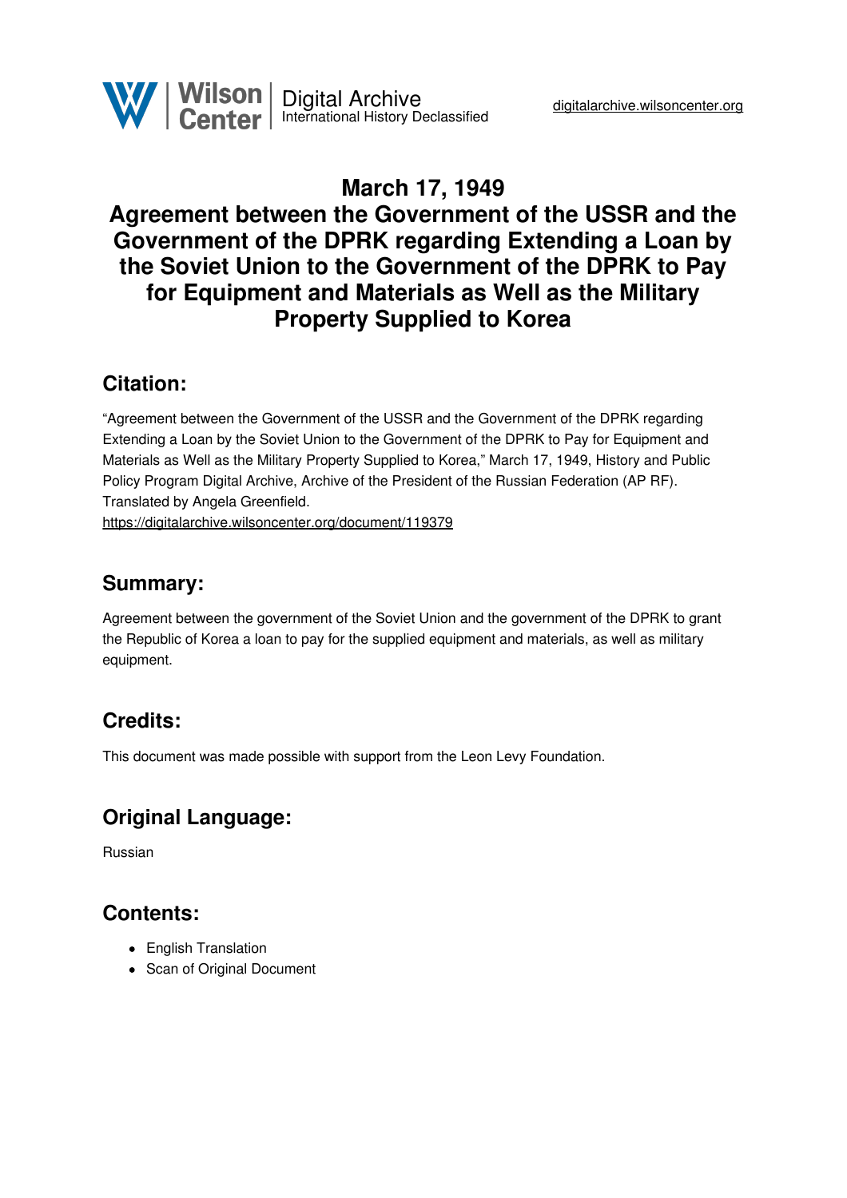# March 17, 1949

# Agreement between the Government of the USSR and the Government of the DPRK regarding Extending a Loan by the Soviet Union to the Government of the DPRK to Pay for Equipment and Materials as Well as the Military Property Supplied to Korea

## Citation:

"Agreement between the Government of the USSR and the Government of the DPRK regarding Extending a Loan by the Soviet Union to the Government of the DPRK to Pay for Equipment and Materials as Well as the Military Property Supplied to Korea," March 17, 1949, History and Public Policy Program Digital Archive, Archive of the President of the Russian Federation (AP RF). Translated by Angela Greenfield.
https://digitalarchive.wilsoncenter.org/document/119379

## Summary:

Agreement between the government of the Soviet Union and the government of the DPRK to grant the Republic of Korea a loan to pay for the supplied equipment and materials, as well as military equipment.

## Credits:

This document was made possible with support from the Leon Levy Foundation.

## Original Language:

Russian

## Contents:

- English Translation
- Scan of Original Document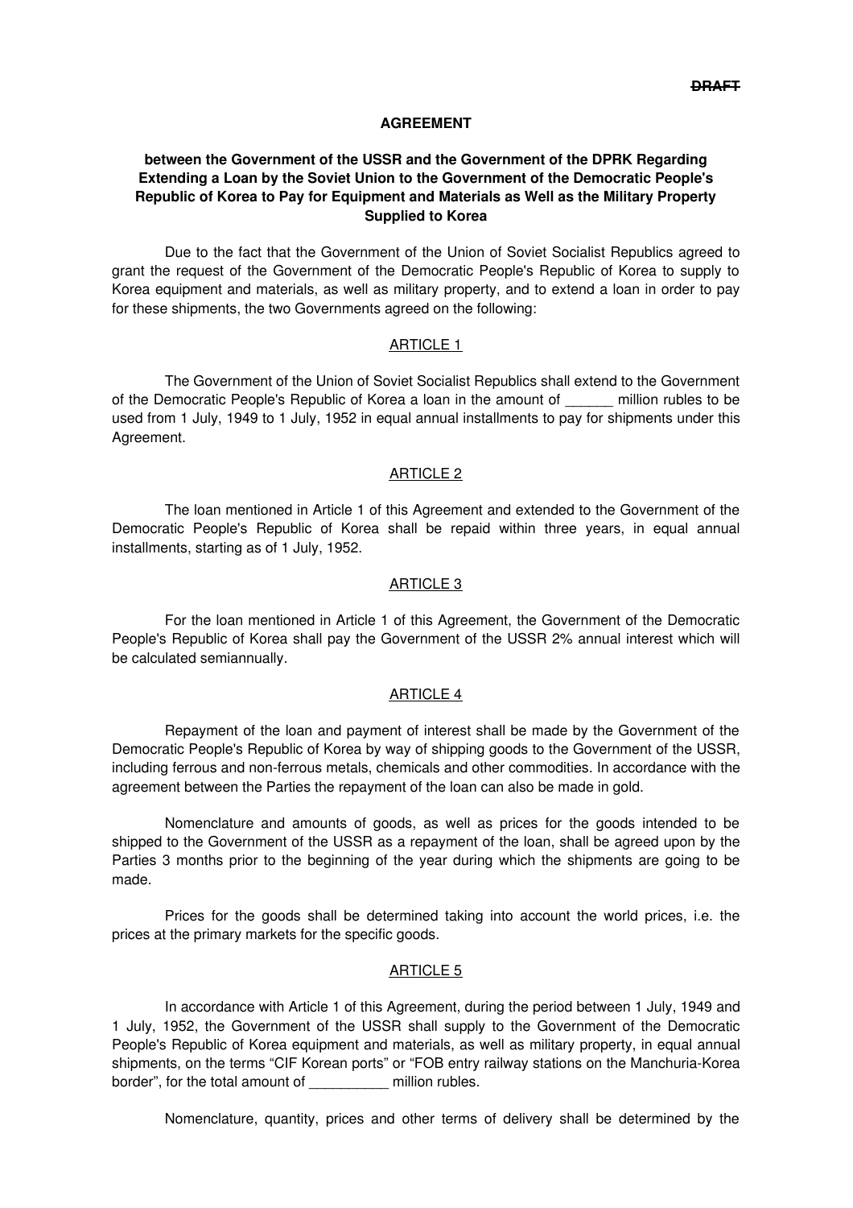~~DRAFT~~

**AGREEMENT**

**between the Government of the USSR and the Government of the DPRK Regarding Extending a Loan by the Soviet Union to the Government of the Democratic People's Republic of Korea to Pay for Equipment and Materials as Well as the Military Property Supplied to Korea**

Due to the fact that the Government of the Union of Soviet Socialist Republics agreed to grant the request of the Government of the Democratic People's Republic of Korea to supply to Korea equipment and materials, as well as military property, and to extend a loan in order to pay for these shipments, the two Governments agreed on the following:

ARTICLE 1

The Government of the Union of Soviet Socialist Republics shall extend to the Government of the Democratic People's Republic of Korea a loan in the amount of ______ million rubles to be used from 1 July, 1949 to 1 July, 1952 in equal annual installments to pay for shipments under this Agreement.

ARTICLE 2

The loan mentioned in Article 1 of this Agreement and extended to the Government of the Democratic People's Republic of Korea shall be repaid within three years, in equal annual installments, starting as of 1 July, 1952.

ARTICLE 3

For the loan mentioned in Article 1 of this Agreement, the Government of the Democratic People's Republic of Korea shall pay the Government of the USSR 2% annual interest which will be calculated semiannually.

ARTICLE 4

Repayment of the loan and payment of interest shall be made by the Government of the Democratic People's Republic of Korea by way of shipping goods to the Government of the USSR, including ferrous and non-ferrous metals, chemicals and other commodities. In accordance with the agreement between the Parties the repayment of the loan can also be made in gold.

Nomenclature and amounts of goods, as well as prices for the goods intended to be shipped to the Government of the USSR as a repayment of the loan, shall be agreed upon by the Parties 3 months prior to the beginning of the year during which the shipments are going to be made.

Prices for the goods shall be determined taking into account the world prices, i.e. the prices at the primary markets for the specific goods.

ARTICLE 5

In accordance with Article 1 of this Agreement, during the period between 1 July, 1949 and 1 July, 1952, the Government of the USSR shall supply to the Government of the Democratic People's Republic of Korea equipment and materials, as well as military property, in equal annual shipments, on the terms "CIF Korean ports" or "FOB entry railway stations on the Manchuria-Korea border", for the total amount of __________ million rubles.

Nomenclature, quantity, prices and other terms of delivery shall be determined by the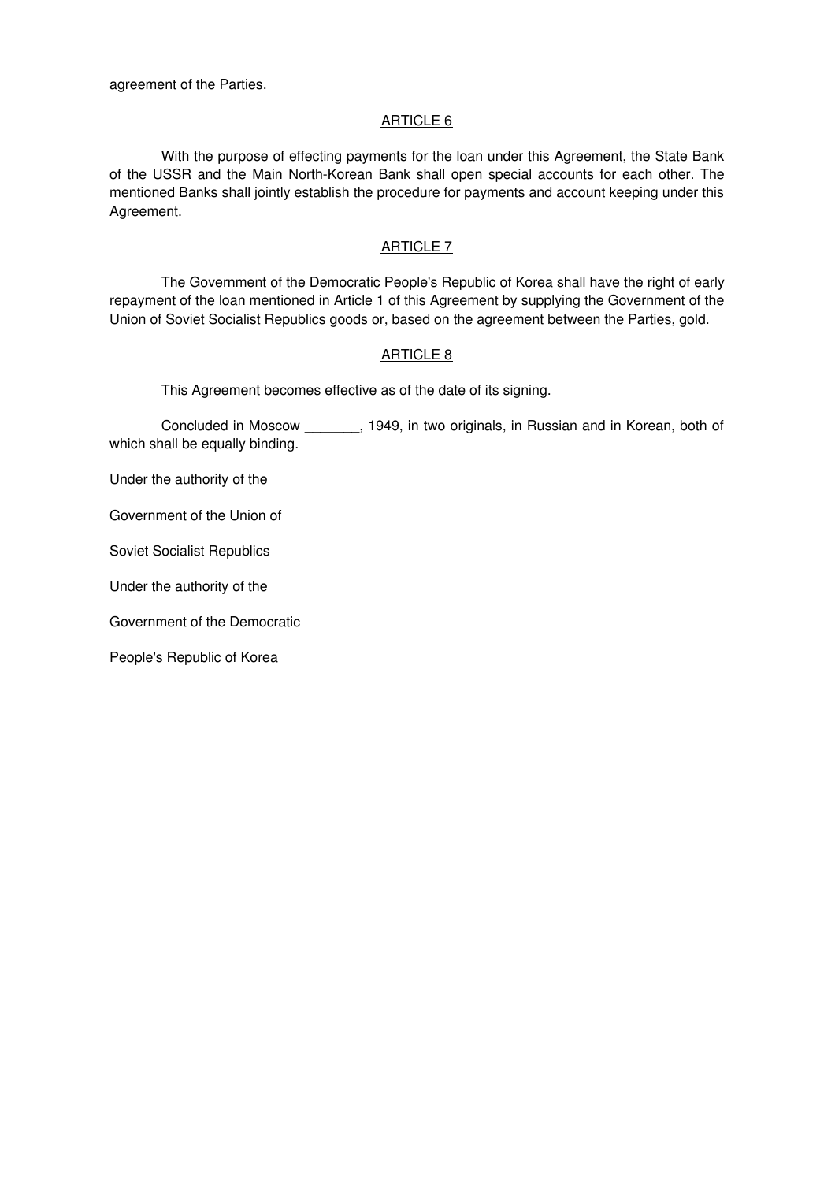agreement of the Parties.

ARTICLE 6

With the purpose of effecting payments for the loan under this Agreement, the State Bank of the USSR and the Main North-Korean Bank shall open special accounts for each other. The mentioned Banks shall jointly establish the procedure for payments and account keeping under this Agreement.

ARTICLE 7

The Government of the Democratic People's Republic of Korea shall have the right of early repayment of the loan mentioned in Article 1 of this Agreement by supplying the Government of the Union of Soviet Socialist Republics goods or, based on the agreement between the Parties, gold.

ARTICLE 8

This Agreement becomes effective as of the date of its signing.

Concluded in Moscow _______, 1949, in two originals, in Russian and in Korean, both of which shall be equally binding.

Under the authority of the

Government of the Union of

Soviet Socialist Republics

Under the authority of the

Government of the Democratic

People's Republic of Korea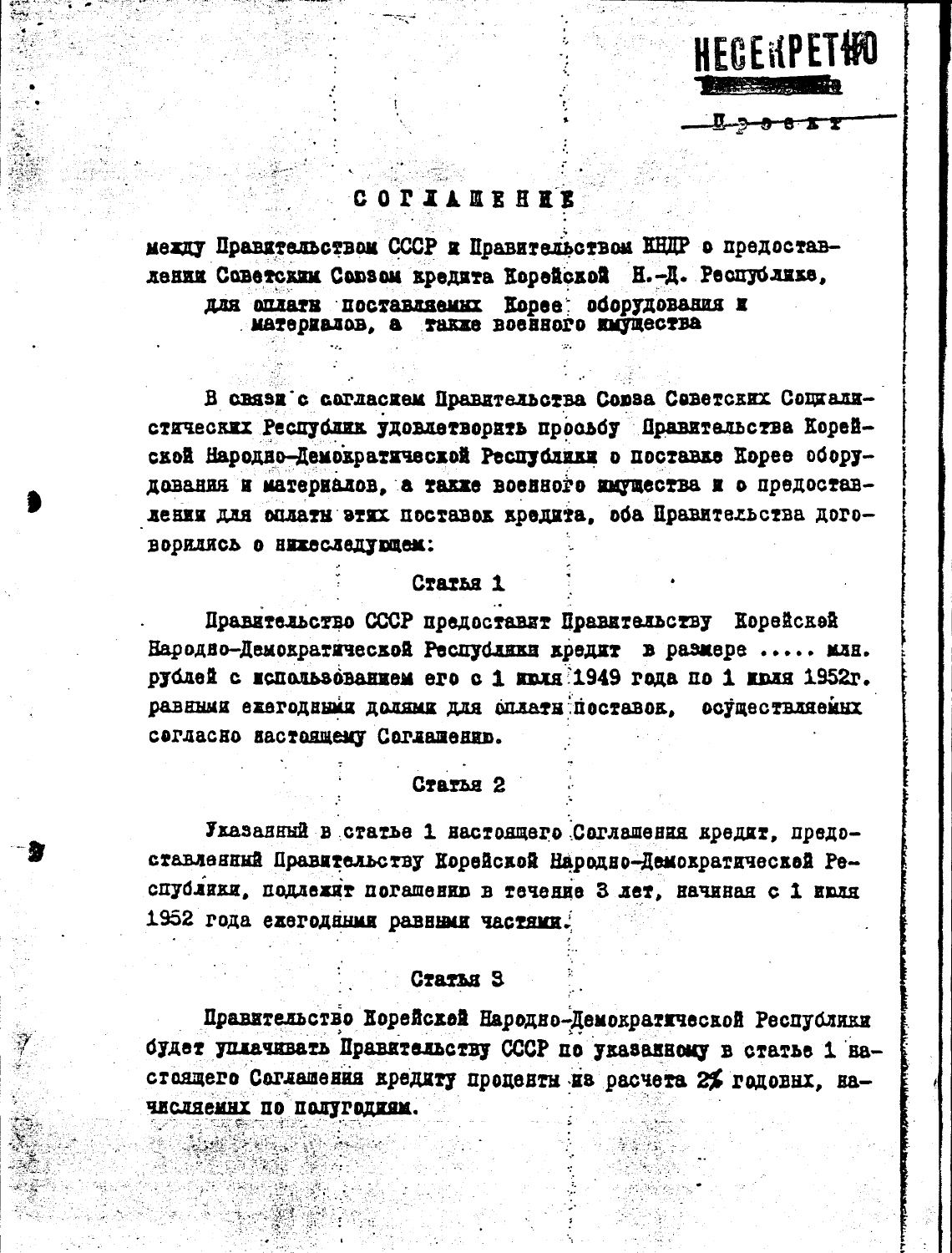НЕСЕКРЕТНО

~~Проект~~

# СОГЛАШЕНИЕ

между Правительством СССР и Правительством КНДР о предоставлении Советским Союзом кредита Корейской Н.-Д. Республике, для оплаты поставляемых Корее оборудования и материалов, а также военного имущества

В связи с согласием Правительства Союза Советских Социалистических Республик удовлетворить просьбу Правительства Корейской Народно-Демократической Республики о поставке Корее оборудования и материалов, а также военного имущества и о предоставлении для оплаты этих поставок кредита, оба Правительства договорились о нижеследующем:

## Статья 1

Правительство СССР предоставит Правительству Корейской Народно-Демократической Республики кредит в размере ..... млн. рублей с использованием его с 1 июля 1949 года по 1 июля 1952г. равными ежегодными долями для оплаты поставок, осуществляемых согласно настоящему Соглашению.

## Статья 2

Указанный в статье 1 настоящего Соглашения кредит, предоставленный Правительству Корейской Народно-Демократической Республики, подлежит погашению в течение 3 лет, начиная с 1 июля 1952 года ежегодными равными частями.

## Статья 3

Правительство Корейской Народно-Демократической Республики будет уплачивать Правительству СССР по указанному в статье 1 настоящего Соглашения кредиту проценты из расчета 2% годовых, начисляемых по полугодиям.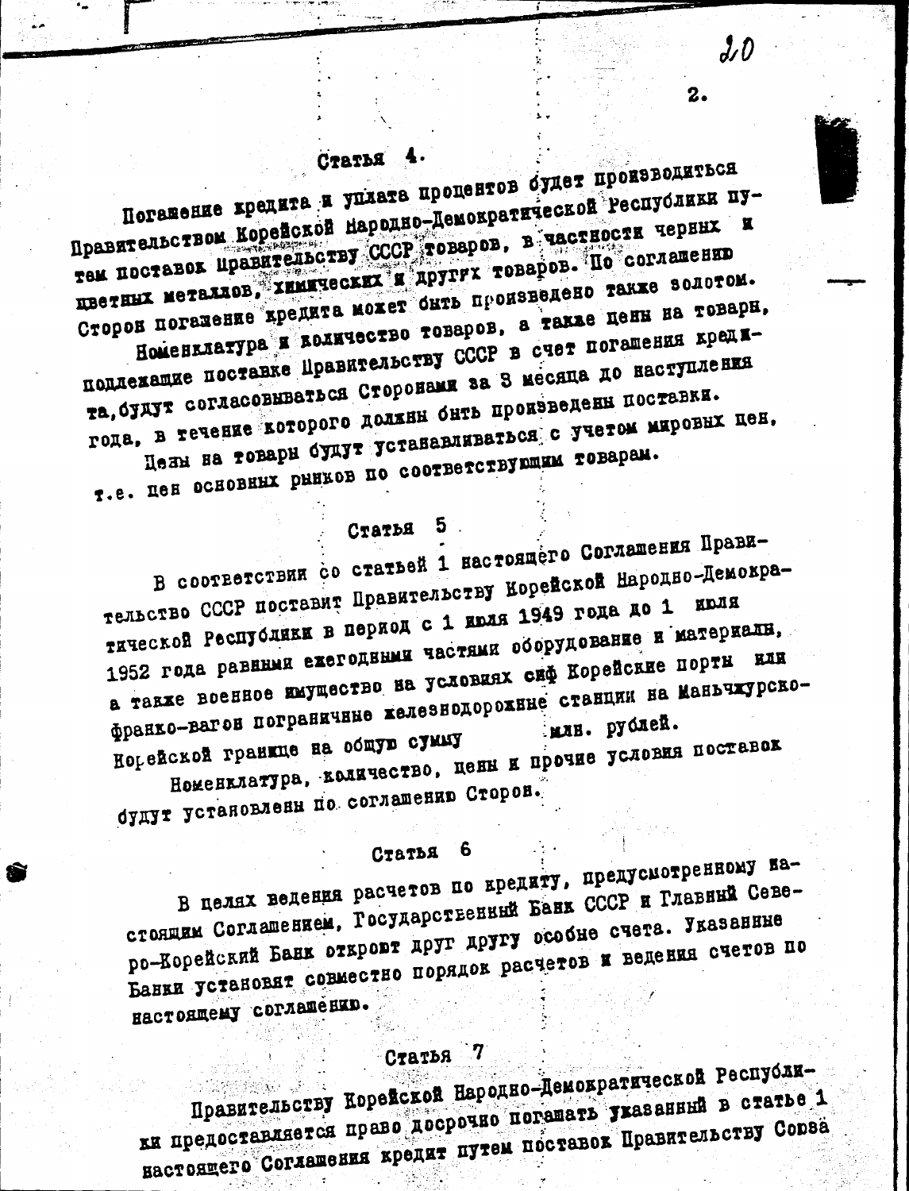## Статья 4.

Погашение кредита и уплата процентов будет производиться Правительством Корейской Народно-Демократической Республики путем поставок Правительству СССР товаров, в частности черных и цветных металлов, химических и других товаров. По соглашению Сторон погашение кредита может быть произведено также золотом.

Номенклатура и количество товаров, а также цены на товары, подлежащие поставке Правительству СССР в счет погашения кредита, будут согласовываться Сторонами за 3 месяца до наступления года, в течение которого должны быть произведены поставки.

Цены на товары будут устанавливаться с учетом мировых цен, т.е. цен основных рынков по соответствующим товарам.

## Статья 5

В соответствии со статьей 1 настоящего Соглашения Правительство СССР поставит Правительству Корейской Народно-Демократической Республики в период с 1 июля 1949 года до 1 июля 1952 года равными ежегодными частями оборудование и материалы, а также военное имущество на условиях сиф Корейские порты или франко-вагон пограничные железнодорожные станции на Маньчжурско-Корейской границе на общую сумму млн. рублей.

Номенклатура, количество, цены и прочие условия поставок будут установлены по соглашению Сторон.

## Статья 6

В целях ведения расчетов по кредиту, предусмотренному настоящим Соглашением, Государственный Банк СССР и Главный Северо-Корейский Банк откроют друг другу особые счета. Указанные Банки установят совместно порядок расчетов и ведения счетов по настоящему соглашению.

## Статья 7

Правительству Корейской Народно-Демократической Республики предоставляется право досрочно погашать указанный в статье 1 настоящего Соглашения кредит путем поставок Правительству Союза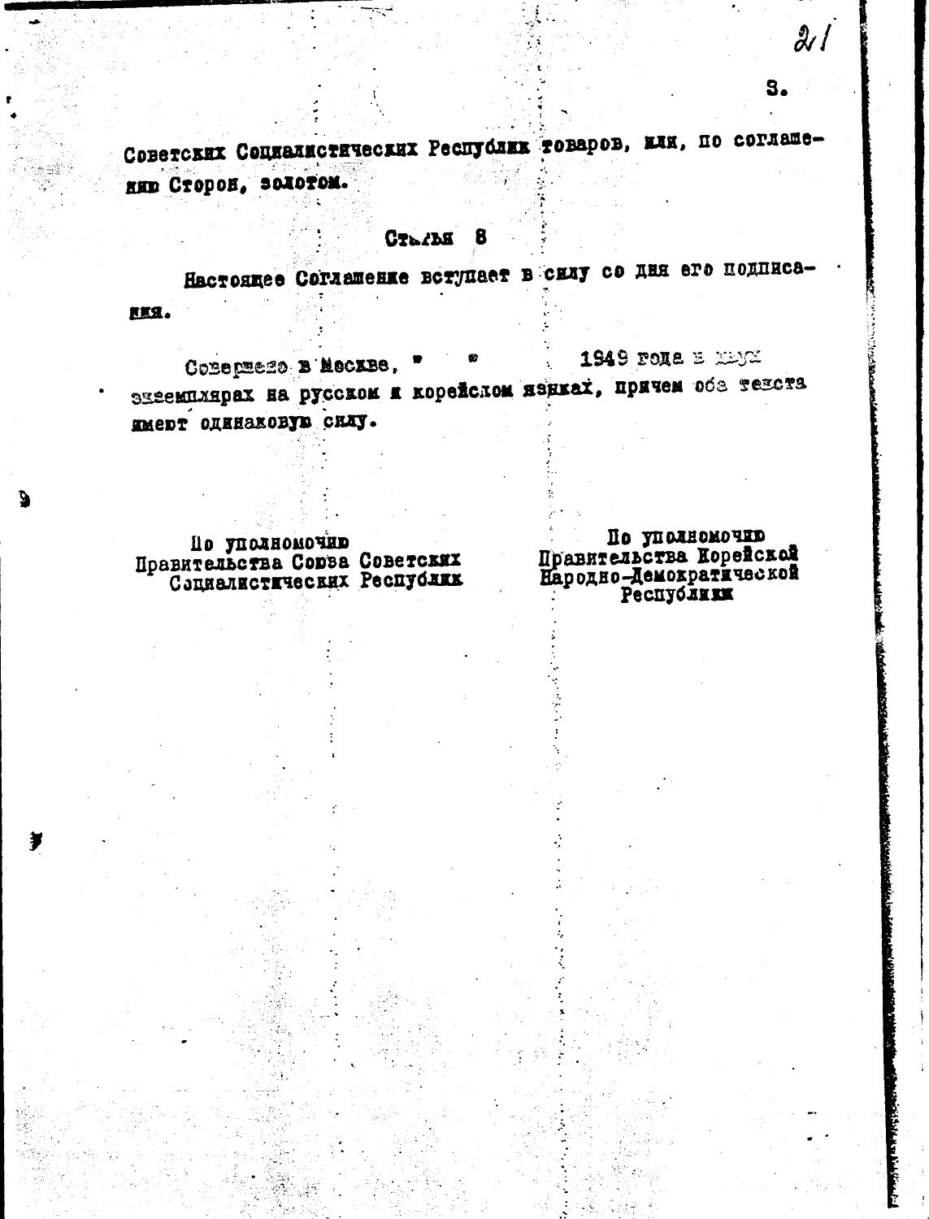Советских Социалистических Республик товаров, или, по соглашению Сторон, золотом.

### Статья 8

Настоящее Соглашение вступает в силу со дня его подписания.

Совершено в Москве, " " 1949 года в двух экземплярах на русском и корейском языках, причем оба текста имеют одинаковую силу.

По уполномочию
Правительства Союза Советских
Социалистических Республик

По уполномочию
Правительства Корейской
Народно-Демократической
Республики